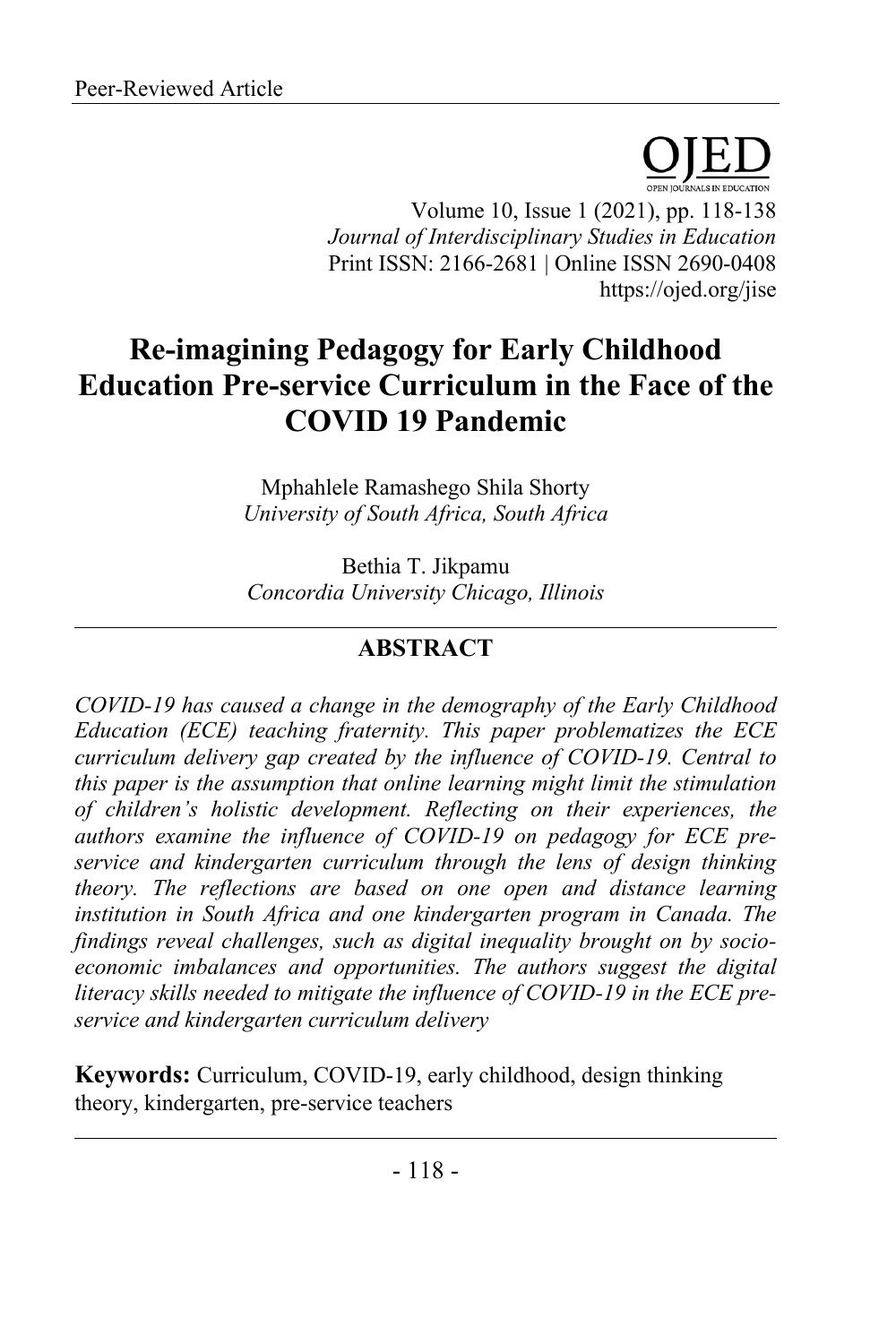Peer-Reviewed Article

# Re-imagining Pedagogy for Early Childhood Education Pre-service Curriculum in the Face of the COVID 19 Pandemic

Mphahlele Ramashego Shila Shorty
*University of South Africa, South Africa*

Bethia T. Jikpamu
*Concordia University Chicago, Illinois*

## ABSTRACT

*COVID-19 has caused a change in the demography of the Early Childhood Education (ECE) teaching fraternity. This paper problematizes the ECE curriculum delivery gap created by the influence of COVID-19. Central to this paper is the assumption that online learning might limit the stimulation of children's holistic development. Reflecting on their experiences, the authors examine the influence of COVID-19 on pedagogy for ECE pre-service and kindergarten curriculum through the lens of design thinking theory. The reflections are based on one open and distance learning institution in South Africa and one kindergarten program in Canada. The findings reveal challenges, such as digital inequality brought on by socio-economic imbalances and opportunities. The authors suggest the digital literacy skills needed to mitigate the influence of COVID-19 in the ECE pre-service and kindergarten curriculum delivery*

**Keywords:** Curriculum, COVID-19, early childhood, design thinking theory, kindergarten, pre-service teachers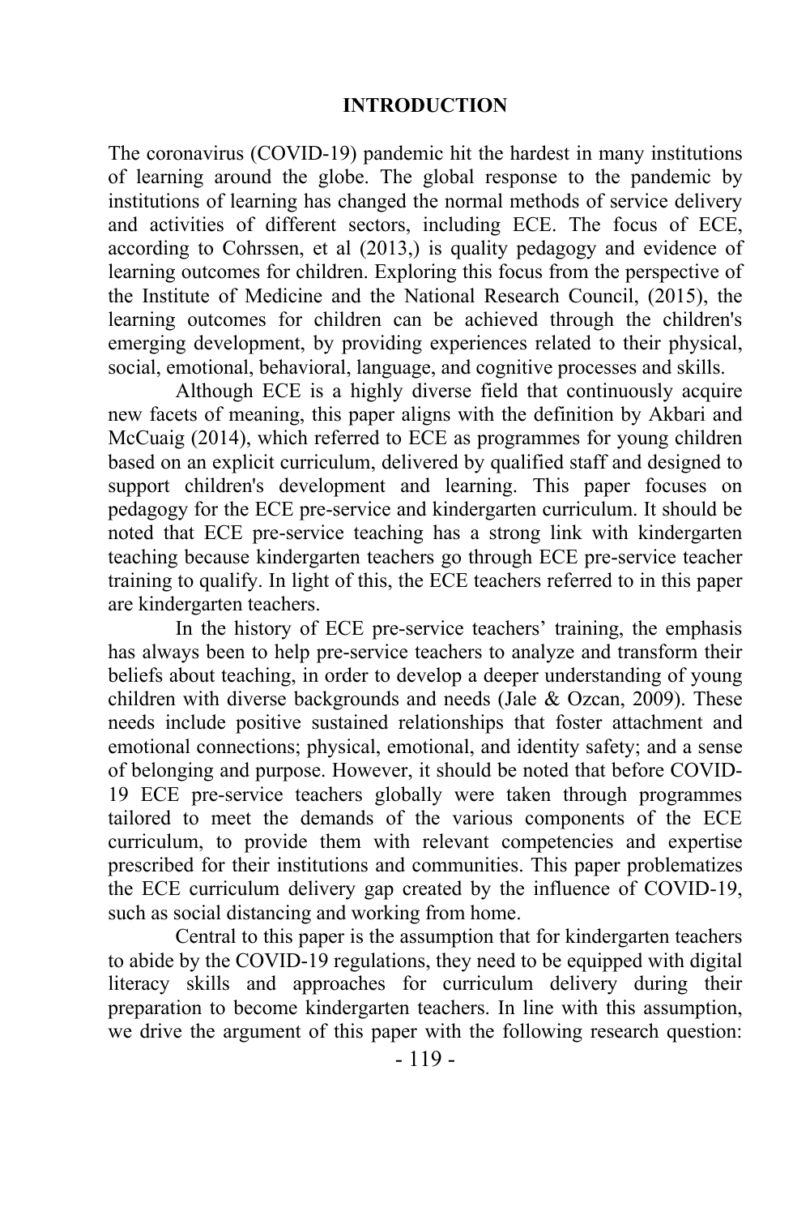# INTRODUCTION

The coronavirus (COVID-19) pandemic hit the hardest in many institutions of learning around the globe. The global response to the pandemic by institutions of learning has changed the normal methods of service delivery and activities of different sectors, including ECE. The focus of ECE, according to Cohrssen, et al (2013,) is quality pedagogy and evidence of learning outcomes for children. Exploring this focus from the perspective of the Institute of Medicine and the National Research Council, (2015), the learning outcomes for children can be achieved through the children's emerging development, by providing experiences related to their physical, social, emotional, behavioral, language, and cognitive processes and skills.

Although ECE is a highly diverse field that continuously acquire new facets of meaning, this paper aligns with the definition by Akbari and McCuaig (2014), which referred to ECE as programmes for young children based on an explicit curriculum, delivered by qualified staff and designed to support children's development and learning. This paper focuses on pedagogy for the ECE pre-service and kindergarten curriculum. It should be noted that ECE pre-service teaching has a strong link with kindergarten teaching because kindergarten teachers go through ECE pre-service teacher training to qualify. In light of this, the ECE teachers referred to in this paper are kindergarten teachers.

In the history of ECE pre-service teachers' training, the emphasis has always been to help pre-service teachers to analyze and transform their beliefs about teaching, in order to develop a deeper understanding of young children with diverse backgrounds and needs (Jale & Ozcan, 2009). These needs include positive sustained relationships that foster attachment and emotional connections; physical, emotional, and identity safety; and a sense of belonging and purpose. However, it should be noted that before COVID-19 ECE pre-service teachers globally were taken through programmes tailored to meet the demands of the various components of the ECE curriculum, to provide them with relevant competencies and expertise prescribed for their institutions and communities. This paper problematizes the ECE curriculum delivery gap created by the influence of COVID-19, such as social distancing and working from home.

Central to this paper is the assumption that for kindergarten teachers to abide by the COVID-19 regulations, they need to be equipped with digital literacy skills and approaches for curriculum delivery during their preparation to become kindergarten teachers. In line with this assumption, we drive the argument of this paper with the following research question: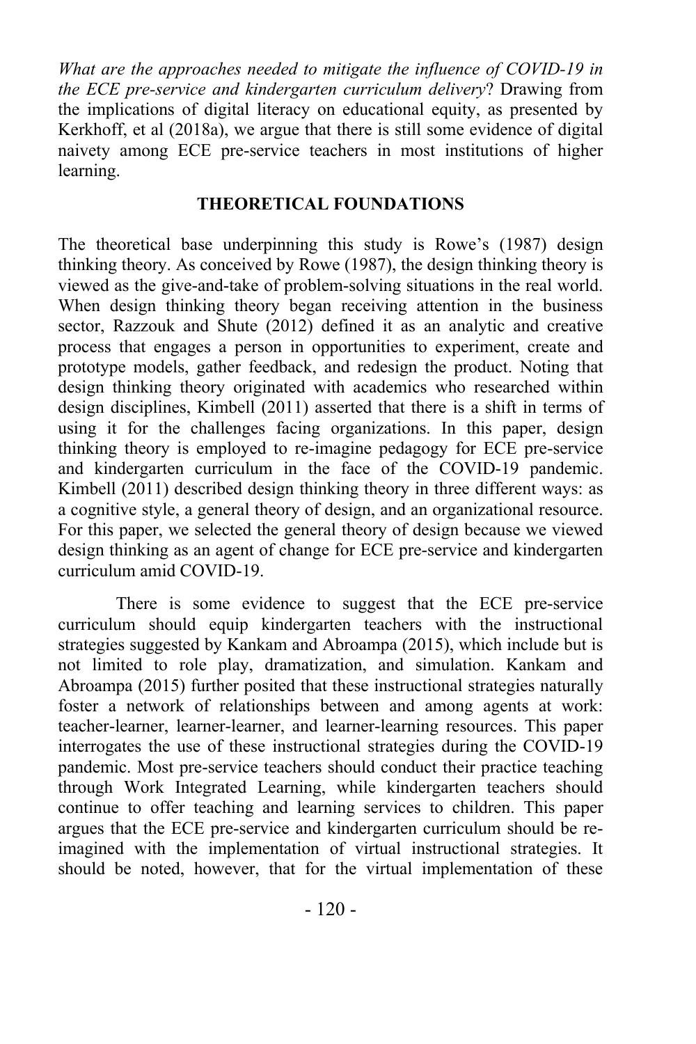*What are the approaches needed to mitigate the influence of COVID-19 in the ECE pre-service and kindergarten curriculum delivery*? Drawing from the implications of digital literacy on educational equity, as presented by Kerkhoff, et al (2018a), we argue that there is still some evidence of digital naivety among ECE pre-service teachers in most institutions of higher learning.

## THEORETICAL FOUNDATIONS

The theoretical base underpinning this study is Rowe's (1987) design thinking theory. As conceived by Rowe (1987), the design thinking theory is viewed as the give-and-take of problem-solving situations in the real world. When design thinking theory began receiving attention in the business sector, Razzouk and Shute (2012) defined it as an analytic and creative process that engages a person in opportunities to experiment, create and prototype models, gather feedback, and redesign the product. Noting that design thinking theory originated with academics who researched within design disciplines, Kimbell (2011) asserted that there is a shift in terms of using it for the challenges facing organizations. In this paper, design thinking theory is employed to re-imagine pedagogy for ECE pre-service and kindergarten curriculum in the face of the COVID-19 pandemic. Kimbell (2011) described design thinking theory in three different ways: as a cognitive style, a general theory of design, and an organizational resource. For this paper, we selected the general theory of design because we viewed design thinking as an agent of change for ECE pre-service and kindergarten curriculum amid COVID-19.

There is some evidence to suggest that the ECE pre-service curriculum should equip kindergarten teachers with the instructional strategies suggested by Kankam and Abroampa (2015), which include but is not limited to role play, dramatization, and simulation. Kankam and Abroampa (2015) further posited that these instructional strategies naturally foster a network of relationships between and among agents at work: teacher-learner, learner-learner, and learner-learning resources. This paper interrogates the use of these instructional strategies during the COVID-19 pandemic. Most pre-service teachers should conduct their practice teaching through Work Integrated Learning, while kindergarten teachers should continue to offer teaching and learning services to children. This paper argues that the ECE pre-service and kindergarten curriculum should be re-imagined with the implementation of virtual instructional strategies. It should be noted, however, that for the virtual implementation of these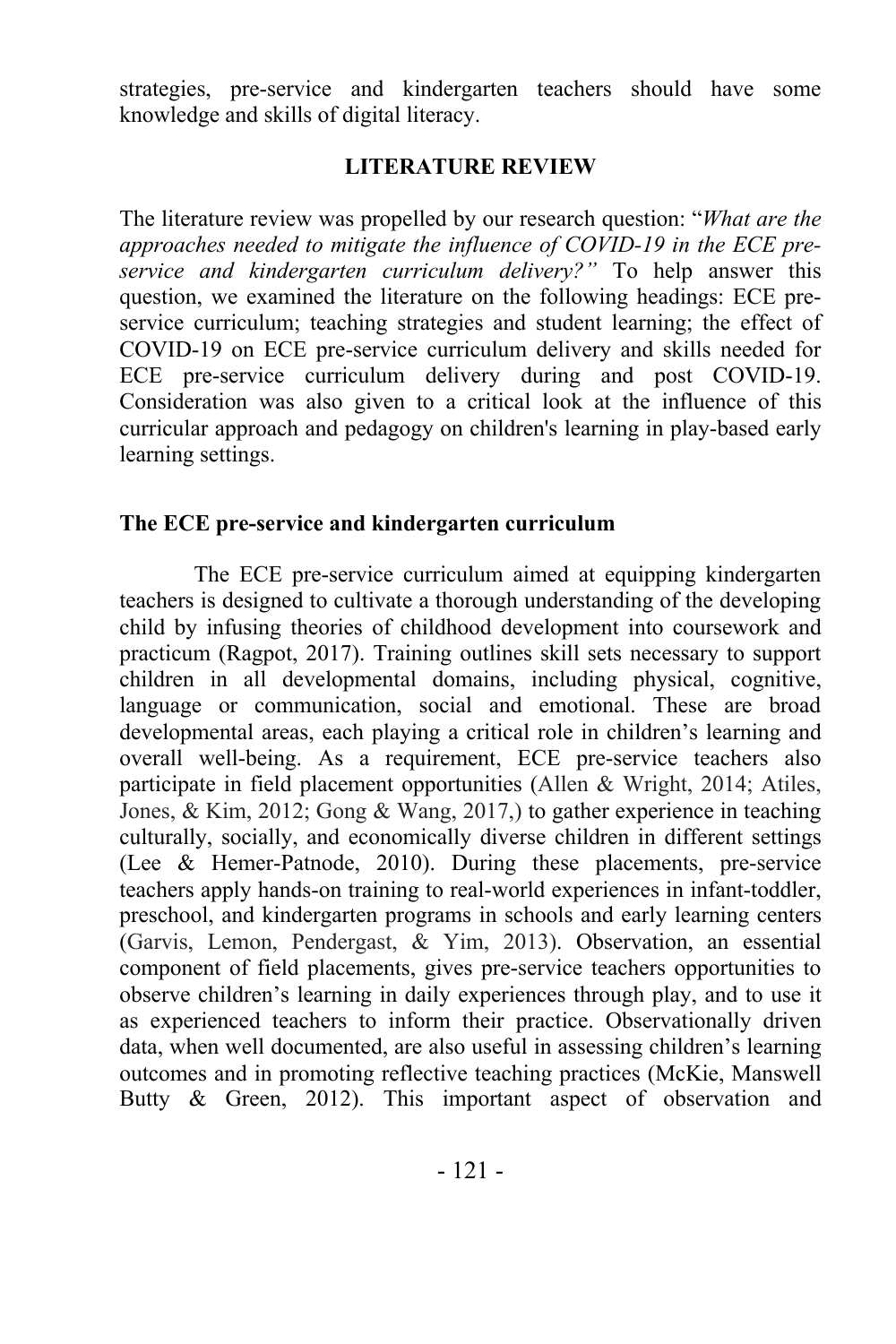strategies, pre-service and kindergarten teachers should have some knowledge and skills of digital literacy.

## LITERATURE REVIEW

The literature review was propelled by our research question: "*What are the approaches needed to mitigate the influence of COVID-19 in the ECE pre-service and kindergarten curriculum delivery?"* To help answer this question, we examined the literature on the following headings: ECE pre-service curriculum; teaching strategies and student learning; the effect of COVID-19 on ECE pre-service curriculum delivery and skills needed for ECE pre-service curriculum delivery during and post COVID-19. Consideration was also given to a critical look at the influence of this curricular approach and pedagogy on children's learning in play-based early learning settings.

### The ECE pre-service and kindergarten curriculum

The ECE pre-service curriculum aimed at equipping kindergarten teachers is designed to cultivate a thorough understanding of the developing child by infusing theories of childhood development into coursework and practicum (Ragpot, 2017). Training outlines skill sets necessary to support children in all developmental domains, including physical, cognitive, language or communication, social and emotional. These are broad developmental areas, each playing a critical role in children's learning and overall well-being. As a requirement, ECE pre-service teachers also participate in field placement opportunities (Allen & Wright, 2014; Atiles, Jones, & Kim, 2012; Gong & Wang, 2017,) to gather experience in teaching culturally, socially, and economically diverse children in different settings (Lee & Hemer-Patnode, 2010). During these placements, pre-service teachers apply hands-on training to real-world experiences in infant-toddler, preschool, and kindergarten programs in schools and early learning centers (Garvis, Lemon, Pendergast, & Yim, 2013). Observation, an essential component of field placements, gives pre-service teachers opportunities to observe children's learning in daily experiences through play, and to use it as experienced teachers to inform their practice. Observationally driven data, when well documented, are also useful in assessing children's learning outcomes and in promoting reflective teaching practices (McKie, Manswell Butty & Green, 2012). This important aspect of observation and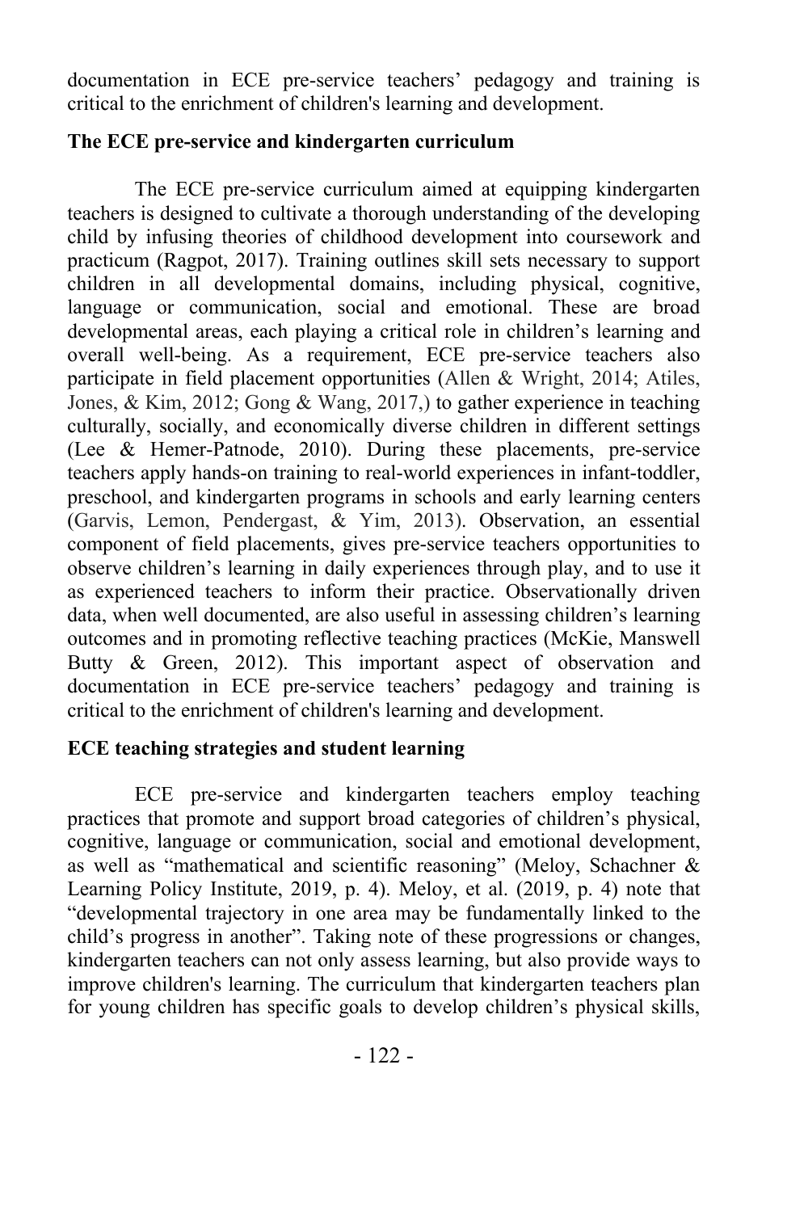documentation in ECE pre-service teachers' pedagogy and training is critical to the enrichment of children's learning and development.

**The ECE pre-service and kindergarten curriculum**

The ECE pre-service curriculum aimed at equipping kindergarten teachers is designed to cultivate a thorough understanding of the developing child by infusing theories of childhood development into coursework and practicum (Ragpot, 2017). Training outlines skill sets necessary to support children in all developmental domains, including physical, cognitive, language or communication, social and emotional. These are broad developmental areas, each playing a critical role in children's learning and overall well-being. As a requirement, ECE pre-service teachers also participate in field placement opportunities (Allen & Wright, 2014; Atiles, Jones, & Kim, 2012; Gong & Wang, 2017,) to gather experience in teaching culturally, socially, and economically diverse children in different settings (Lee & Hemer-Patnode, 2010). During these placements, pre-service teachers apply hands-on training to real-world experiences in infant-toddler, preschool, and kindergarten programs in schools and early learning centers (Garvis, Lemon, Pendergast, & Yim, 2013). Observation, an essential component of field placements, gives pre-service teachers opportunities to observe children's learning in daily experiences through play, and to use it as experienced teachers to inform their practice. Observationally driven data, when well documented, are also useful in assessing children's learning outcomes and in promoting reflective teaching practices (McKie, Manswell Butty & Green, 2012). This important aspect of observation and documentation in ECE pre-service teachers' pedagogy and training is critical to the enrichment of children's learning and development.

**ECE teaching strategies and student learning**

ECE pre-service and kindergarten teachers employ teaching practices that promote and support broad categories of children's physical, cognitive, language or communication, social and emotional development, as well as "mathematical and scientific reasoning" (Meloy, Schachner & Learning Policy Institute, 2019, p. 4). Meloy, et al. (2019, p. 4) note that "developmental trajectory in one area may be fundamentally linked to the child's progress in another". Taking note of these progressions or changes, kindergarten teachers can not only assess learning, but also provide ways to improve children's learning. The curriculum that kindergarten teachers plan for young children has specific goals to develop children's physical skills,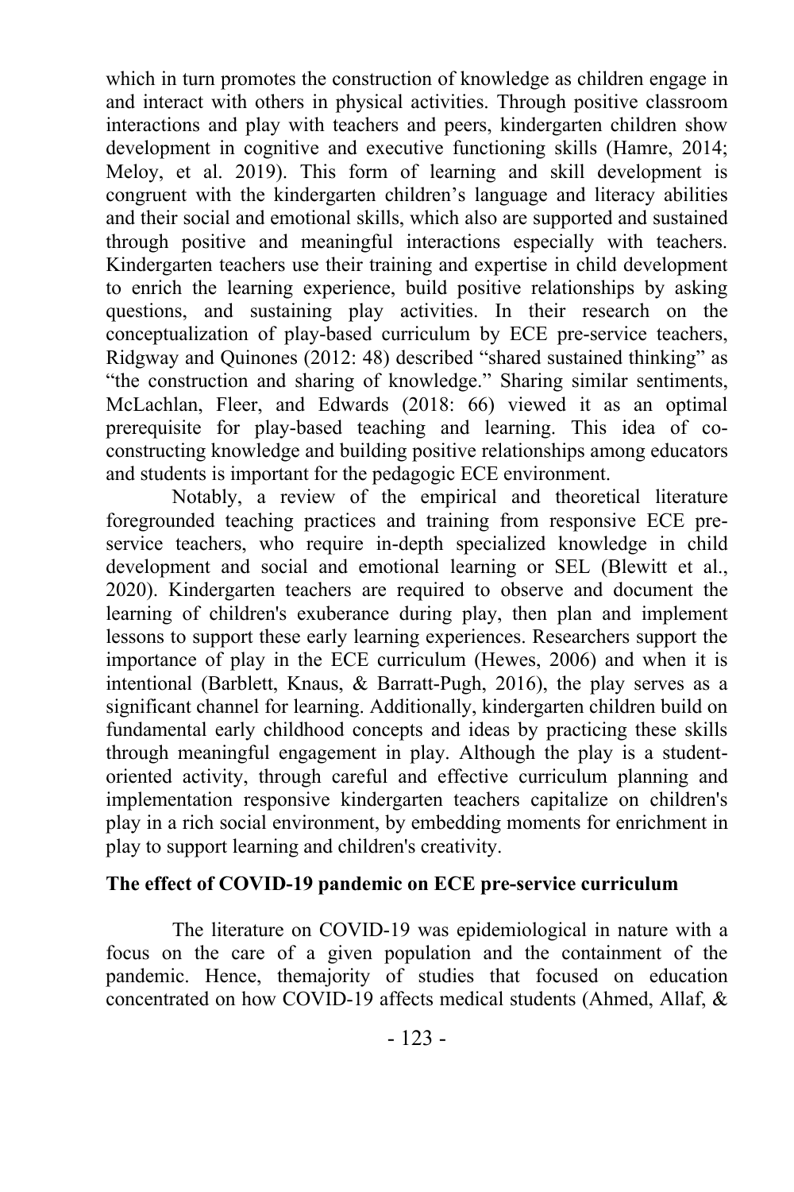which in turn promotes the construction of knowledge as children engage in and interact with others in physical activities. Through positive classroom interactions and play with teachers and peers, kindergarten children show development in cognitive and executive functioning skills (Hamre, 2014; Meloy, et al. 2019). This form of learning and skill development is congruent with the kindergarten children's language and literacy abilities and their social and emotional skills, which also are supported and sustained through positive and meaningful interactions especially with teachers. Kindergarten teachers use their training and expertise in child development to enrich the learning experience, build positive relationships by asking questions, and sustaining play activities. In their research on the conceptualization of play-based curriculum by ECE pre-service teachers, Ridgway and Quinones (2012: 48) described "shared sustained thinking" as "the construction and sharing of knowledge." Sharing similar sentiments, McLachlan, Fleer, and Edwards (2018: 66) viewed it as an optimal prerequisite for play-based teaching and learning. This idea of co-constructing knowledge and building positive relationships among educators and students is important for the pedagogic ECE environment.

Notably, a review of the empirical and theoretical literature foregrounded teaching practices and training from responsive ECE pre-service teachers, who require in-depth specialized knowledge in child development and social and emotional learning or SEL (Blewitt et al., 2020). Kindergarten teachers are required to observe and document the learning of children's exuberance during play, then plan and implement lessons to support these early learning experiences. Researchers support the importance of play in the ECE curriculum (Hewes, 2006) and when it is intentional (Barblett, Knaus, & Barratt-Pugh, 2016), the play serves as a significant channel for learning. Additionally, kindergarten children build on fundamental early childhood concepts and ideas by practicing these skills through meaningful engagement in play. Although the play is a student-oriented activity, through careful and effective curriculum planning and implementation responsive kindergarten teachers capitalize on children's play in a rich social environment, by embedding moments for enrichment in play to support learning and children's creativity.

**The effect of COVID-19 pandemic on ECE pre-service curriculum**

The literature on COVID-19 was epidemiological in nature with a focus on the care of a given population and the containment of the pandemic. Hence, themajority of studies that focused on education concentrated on how COVID-19 affects medical students (Ahmed, Allaf, &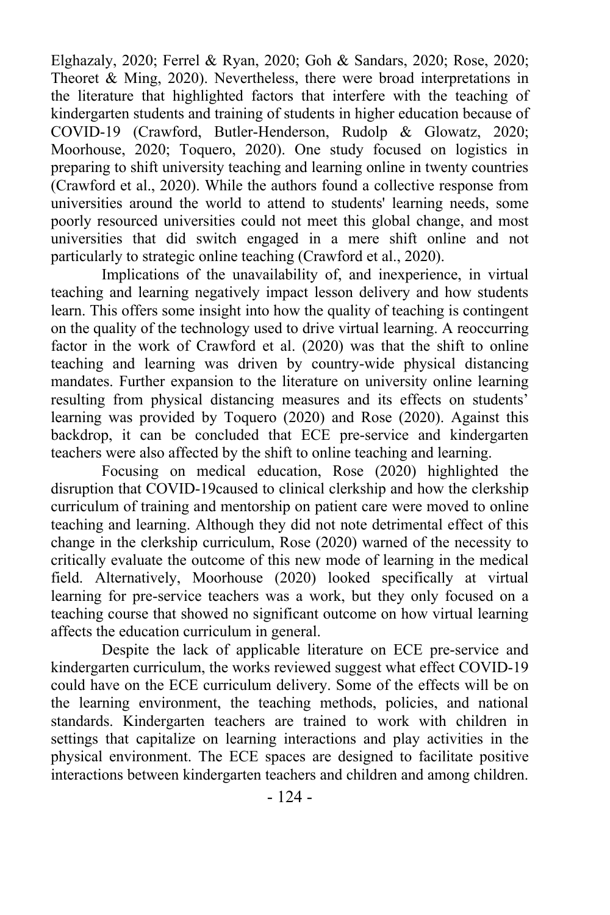Elghazaly, 2020; Ferrel & Ryan, 2020; Goh & Sandars, 2020; Rose, 2020; Theoret & Ming, 2020). Nevertheless, there were broad interpretations in the literature that highlighted factors that interfere with the teaching of kindergarten students and training of students in higher education because of COVID-19 (Crawford, Butler-Henderson, Rudolp & Glowatz, 2020; Moorhouse, 2020; Toquero, 2020). One study focused on logistics in preparing to shift university teaching and learning online in twenty countries (Crawford et al., 2020). While the authors found a collective response from universities around the world to attend to students' learning needs, some poorly resourced universities could not meet this global change, and most universities that did switch engaged in a mere shift online and not particularly to strategic online teaching (Crawford et al., 2020).

Implications of the unavailability of, and inexperience, in virtual teaching and learning negatively impact lesson delivery and how students learn. This offers some insight into how the quality of teaching is contingent on the quality of the technology used to drive virtual learning. A reoccurring factor in the work of Crawford et al. (2020) was that the shift to online teaching and learning was driven by country-wide physical distancing mandates. Further expansion to the literature on university online learning resulting from physical distancing measures and its effects on students' learning was provided by Toquero (2020) and Rose (2020). Against this backdrop, it can be concluded that ECE pre-service and kindergarten teachers were also affected by the shift to online teaching and learning.

Focusing on medical education, Rose (2020) highlighted the disruption that COVID-19caused to clinical clerkship and how the clerkship curriculum of training and mentorship on patient care were moved to online teaching and learning. Although they did not note detrimental effect of this change in the clerkship curriculum, Rose (2020) warned of the necessity to critically evaluate the outcome of this new mode of learning in the medical field. Alternatively, Moorhouse (2020) looked specifically at virtual learning for pre-service teachers was a work, but they only focused on a teaching course that showed no significant outcome on how virtual learning affects the education curriculum in general.

Despite the lack of applicable literature on ECE pre-service and kindergarten curriculum, the works reviewed suggest what effect COVID-19 could have on the ECE curriculum delivery. Some of the effects will be on the learning environment, the teaching methods, policies, and national standards. Kindergarten teachers are trained to work with children in settings that capitalize on learning interactions and play activities in the physical environment. The ECE spaces are designed to facilitate positive interactions between kindergarten teachers and children and among children.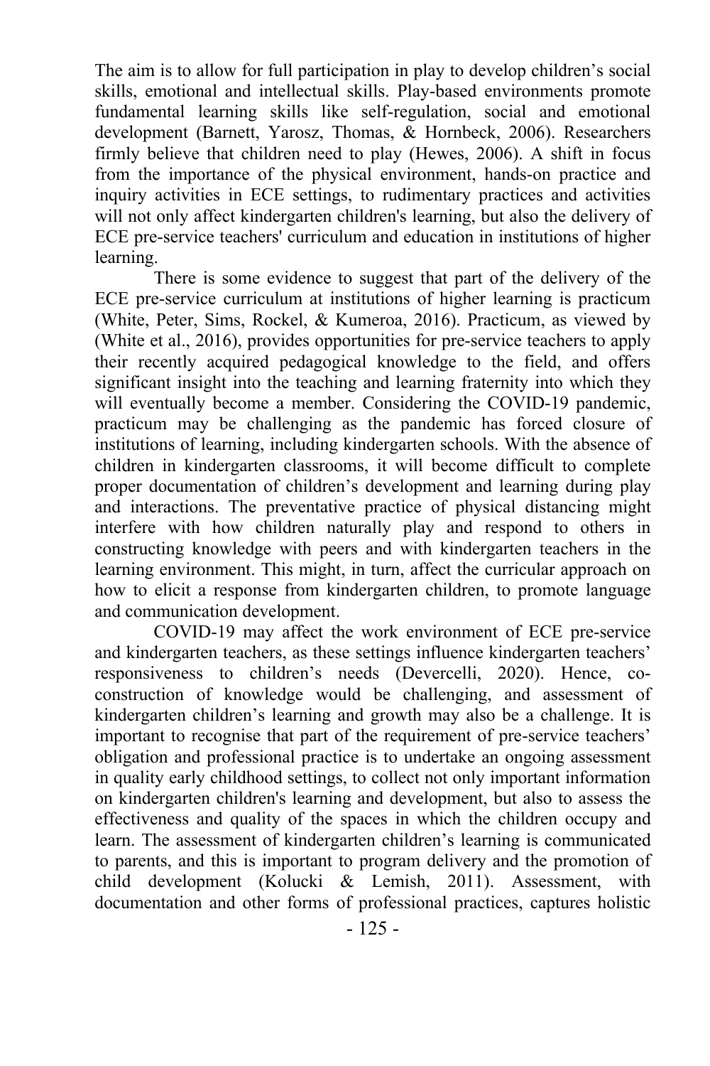The aim is to allow for full participation in play to develop children's social skills, emotional and intellectual skills. Play-based environments promote fundamental learning skills like self-regulation, social and emotional development (Barnett, Yarosz, Thomas, & Hornbeck, 2006). Researchers firmly believe that children need to play (Hewes, 2006). A shift in focus from the importance of the physical environment, hands-on practice and inquiry activities in ECE settings, to rudimentary practices and activities will not only affect kindergarten children's learning, but also the delivery of ECE pre-service teachers' curriculum and education in institutions of higher learning.

There is some evidence to suggest that part of the delivery of the ECE pre-service curriculum at institutions of higher learning is practicum (White, Peter, Sims, Rockel, & Kumeroa, 2016). Practicum, as viewed by (White et al., 2016), provides opportunities for pre-service teachers to apply their recently acquired pedagogical knowledge to the field, and offers significant insight into the teaching and learning fraternity into which they will eventually become a member. Considering the COVID-19 pandemic, practicum may be challenging as the pandemic has forced closure of institutions of learning, including kindergarten schools. With the absence of children in kindergarten classrooms, it will become difficult to complete proper documentation of children's development and learning during play and interactions. The preventative practice of physical distancing might interfere with how children naturally play and respond to others in constructing knowledge with peers and with kindergarten teachers in the learning environment. This might, in turn, affect the curricular approach on how to elicit a response from kindergarten children, to promote language and communication development.

COVID-19 may affect the work environment of ECE pre-service and kindergarten teachers, as these settings influence kindergarten teachers' responsiveness to children's needs (Devercelli, 2020). Hence, co-construction of knowledge would be challenging, and assessment of kindergarten children's learning and growth may also be a challenge. It is important to recognise that part of the requirement of pre-service teachers' obligation and professional practice is to undertake an ongoing assessment in quality early childhood settings, to collect not only important information on kindergarten children's learning and development, but also to assess the effectiveness and quality of the spaces in which the children occupy and learn. The assessment of kindergarten children's learning is communicated to parents, and this is important to program delivery and the promotion of child development (Kolucki & Lemish, 2011). Assessment, with documentation and other forms of professional practices, captures holistic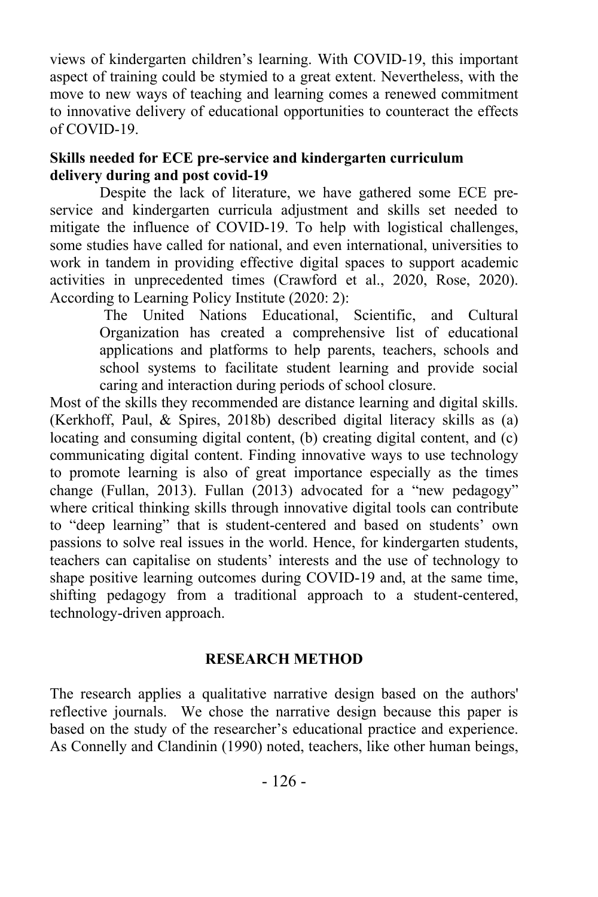views of kindergarten children's learning. With COVID-19, this important aspect of training could be stymied to a great extent. Nevertheless, with the move to new ways of teaching and learning comes a renewed commitment to innovative delivery of educational opportunities to counteract the effects of COVID-19.

**Skills needed for ECE pre-service and kindergarten curriculum delivery during and post covid-19**

Despite the lack of literature, we have gathered some ECE pre-service and kindergarten curricula adjustment and skills set needed to mitigate the influence of COVID-19. To help with logistical challenges, some studies have called for national, and even international, universities to work in tandem in providing effective digital spaces to support academic activities in unprecedented times (Crawford et al., 2020, Rose, 2020). According to Learning Policy Institute (2020: 2):

> The United Nations Educational, Scientific, and Cultural Organization has created a comprehensive list of educational applications and platforms to help parents, teachers, schools and school systems to facilitate student learning and provide social caring and interaction during periods of school closure.

Most of the skills they recommended are distance learning and digital skills. (Kerkhoff, Paul, & Spires, 2018b) described digital literacy skills as (a) locating and consuming digital content, (b) creating digital content, and (c) communicating digital content. Finding innovative ways to use technology to promote learning is also of great importance especially as the times change (Fullan, 2013). Fullan (2013) advocated for a "new pedagogy" where critical thinking skills through innovative digital tools can contribute to "deep learning" that is student-centered and based on students' own passions to solve real issues in the world. Hence, for kindergarten students, teachers can capitalise on students' interests and the use of technology to shape positive learning outcomes during COVID-19 and, at the same time, shifting pedagogy from a traditional approach to a student-centered, technology-driven approach.

## RESEARCH METHOD

The research applies a qualitative narrative design based on the authors' reflective journals. We chose the narrative design because this paper is based on the study of the researcher's educational practice and experience. As Connelly and Clandinin (1990) noted, teachers, like other human beings,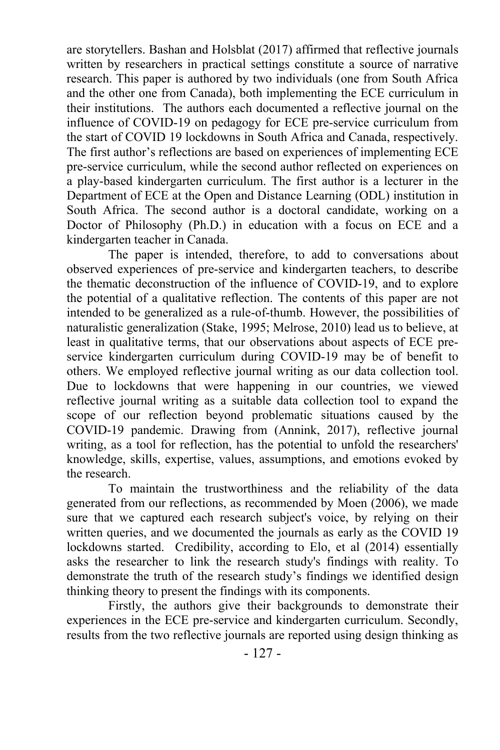are storytellers. Bashan and Holsblat (2017) affirmed that reflective journals written by researchers in practical settings constitute a source of narrative research. This paper is authored by two individuals (one from South Africa and the other one from Canada), both implementing the ECE curriculum in their institutions. The authors each documented a reflective journal on the influence of COVID-19 on pedagogy for ECE pre-service curriculum from the start of COVID 19 lockdowns in South Africa and Canada, respectively. The first author's reflections are based on experiences of implementing ECE pre-service curriculum, while the second author reflected on experiences on a play-based kindergarten curriculum. The first author is a lecturer in the Department of ECE at the Open and Distance Learning (ODL) institution in South Africa. The second author is a doctoral candidate, working on a Doctor of Philosophy (Ph.D.) in education with a focus on ECE and a kindergarten teacher in Canada.

The paper is intended, therefore, to add to conversations about observed experiences of pre-service and kindergarten teachers, to describe the thematic deconstruction of the influence of COVID-19, and to explore the potential of a qualitative reflection. The contents of this paper are not intended to be generalized as a rule-of-thumb. However, the possibilities of naturalistic generalization (Stake, 1995; Melrose, 2010) lead us to believe, at least in qualitative terms, that our observations about aspects of ECE pre-service kindergarten curriculum during COVID-19 may be of benefit to others. We employed reflective journal writing as our data collection tool. Due to lockdowns that were happening in our countries, we viewed reflective journal writing as a suitable data collection tool to expand the scope of our reflection beyond problematic situations caused by the COVID-19 pandemic. Drawing from (Annink, 2017), reflective journal writing, as a tool for reflection, has the potential to unfold the researchers' knowledge, skills, expertise, values, assumptions, and emotions evoked by the research.

To maintain the trustworthiness and the reliability of the data generated from our reflections, as recommended by Moen (2006), we made sure that we captured each research subject's voice, by relying on their written queries, and we documented the journals as early as the COVID 19 lockdowns started. Credibility, according to Elo, et al (2014) essentially asks the researcher to link the research study's findings with reality. To demonstrate the truth of the research study's findings we identified design thinking theory to present the findings with its components.

Firstly, the authors give their backgrounds to demonstrate their experiences in the ECE pre-service and kindergarten curriculum. Secondly, results from the two reflective journals are reported using design thinking as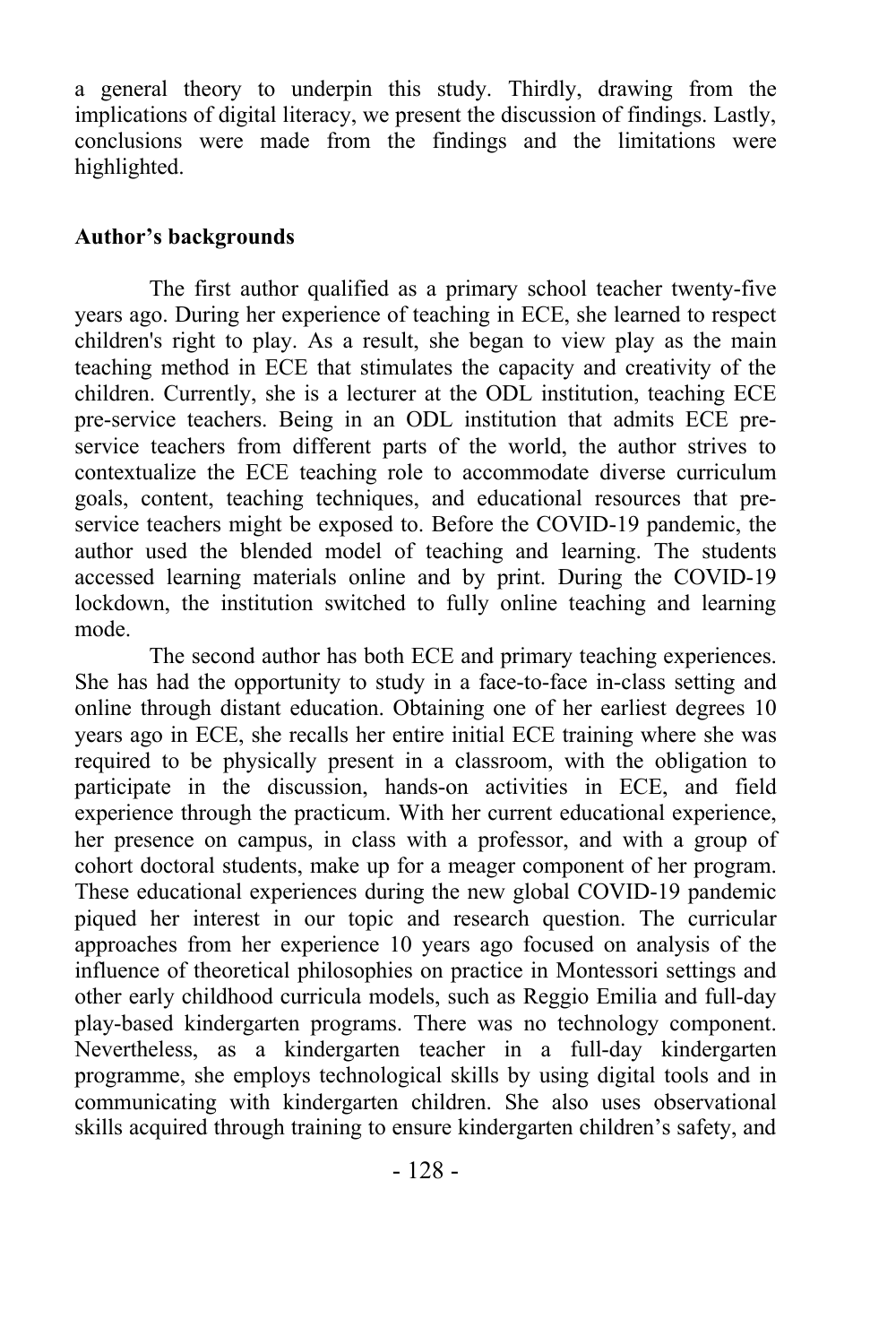a general theory to underpin this study. Thirdly, drawing from the implications of digital literacy, we present the discussion of findings. Lastly, conclusions were made from the findings and the limitations were highlighted.

**Author's backgrounds**

The first author qualified as a primary school teacher twenty-five years ago. During her experience of teaching in ECE, she learned to respect children's right to play. As a result, she began to view play as the main teaching method in ECE that stimulates the capacity and creativity of the children. Currently, she is a lecturer at the ODL institution, teaching ECE pre-service teachers. Being in an ODL institution that admits ECE pre-service teachers from different parts of the world, the author strives to contextualize the ECE teaching role to accommodate diverse curriculum goals, content, teaching techniques, and educational resources that pre-service teachers might be exposed to. Before the COVID-19 pandemic, the author used the blended model of teaching and learning. The students accessed learning materials online and by print. During the COVID-19 lockdown, the institution switched to fully online teaching and learning mode.

The second author has both ECE and primary teaching experiences. She has had the opportunity to study in a face-to-face in-class setting and online through distant education. Obtaining one of her earliest degrees 10 years ago in ECE, she recalls her entire initial ECE training where she was required to be physically present in a classroom, with the obligation to participate in the discussion, hands-on activities in ECE, and field experience through the practicum. With her current educational experience, her presence on campus, in class with a professor, and with a group of cohort doctoral students, make up for a meager component of her program. These educational experiences during the new global COVID-19 pandemic piqued her interest in our topic and research question. The curricular approaches from her experience 10 years ago focused on analysis of the influence of theoretical philosophies on practice in Montessori settings and other early childhood curricula models, such as Reggio Emilia and full-day play-based kindergarten programs. There was no technology component. Nevertheless, as a kindergarten teacher in a full-day kindergarten programme, she employs technological skills by using digital tools and in communicating with kindergarten children. She also uses observational skills acquired through training to ensure kindergarten children's safety, and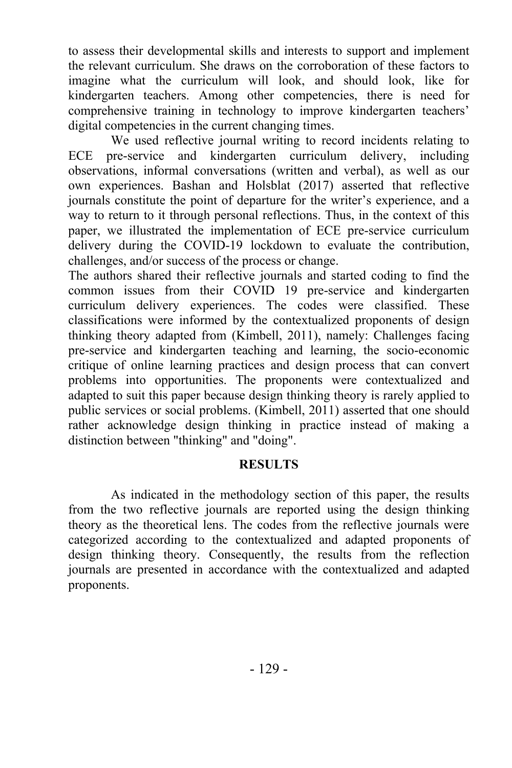to assess their developmental skills and interests to support and implement the relevant curriculum. She draws on the corroboration of these factors to imagine what the curriculum will look, and should look, like for kindergarten teachers. Among other competencies, there is need for comprehensive training in technology to improve kindergarten teachers' digital competencies in the current changing times.

We used reflective journal writing to record incidents relating to ECE pre-service and kindergarten curriculum delivery, including observations, informal conversations (written and verbal), as well as our own experiences. Bashan and Holsblat (2017) asserted that reflective journals constitute the point of departure for the writer's experience, and a way to return to it through personal reflections. Thus, in the context of this paper, we illustrated the implementation of ECE pre-service curriculum delivery during the COVID-19 lockdown to evaluate the contribution, challenges, and/or success of the process or change.

The authors shared their reflective journals and started coding to find the common issues from their COVID 19 pre-service and kindergarten curriculum delivery experiences. The codes were classified. These classifications were informed by the contextualized proponents of design thinking theory adapted from (Kimbell, 2011), namely: Challenges facing pre-service and kindergarten teaching and learning, the socio-economic critique of online learning practices and design process that can convert problems into opportunities. The proponents were contextualized and adapted to suit this paper because design thinking theory is rarely applied to public services or social problems. (Kimbell, 2011) asserted that one should rather acknowledge design thinking in practice instead of making a distinction between "thinking" and "doing".

## RESULTS

As indicated in the methodology section of this paper, the results from the two reflective journals are reported using the design thinking theory as the theoretical lens. The codes from the reflective journals were categorized according to the contextualized and adapted proponents of design thinking theory. Consequently, the results from the reflection journals are presented in accordance with the contextualized and adapted proponents.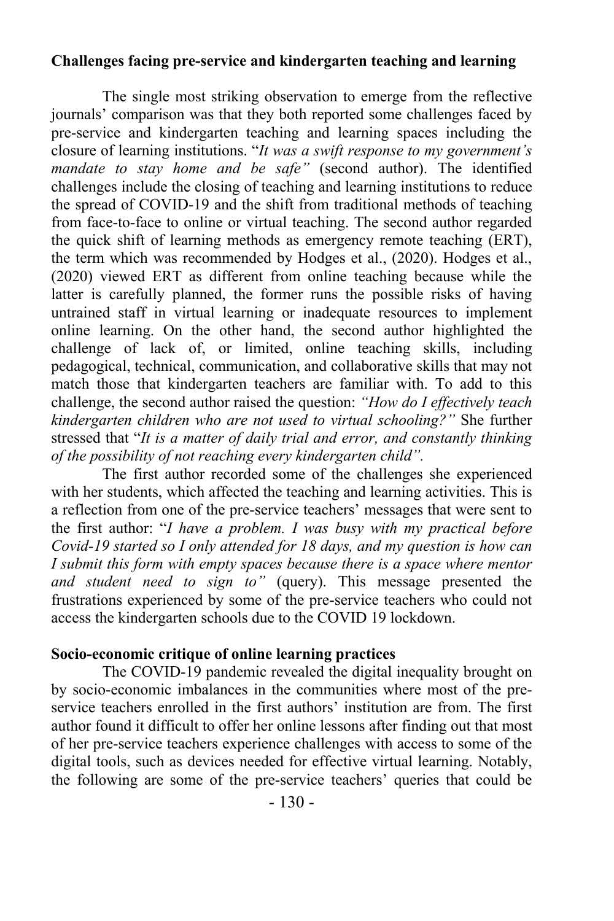**Challenges facing pre-service and kindergarten teaching and learning**

The single most striking observation to emerge from the reflective journals' comparison was that they both reported some challenges faced by pre-service and kindergarten teaching and learning spaces including the closure of learning institutions. "*It was a swift response to my government's mandate to stay home and be safe"* (second author). The identified challenges include the closing of teaching and learning institutions to reduce the spread of COVID-19 and the shift from traditional methods of teaching from face-to-face to online or virtual teaching. The second author regarded the quick shift of learning methods as emergency remote teaching (ERT), the term which was recommended by Hodges et al., (2020). Hodges et al., (2020) viewed ERT as different from online teaching because while the latter is carefully planned, the former runs the possible risks of having untrained staff in virtual learning or inadequate resources to implement online learning. On the other hand, the second author highlighted the challenge of lack of, or limited, online teaching skills, including pedagogical, technical, communication, and collaborative skills that may not match those that kindergarten teachers are familiar with. To add to this challenge, the second author raised the question: *"How do I effectively teach kindergarten children who are not used to virtual schooling?"* She further stressed that "*It is a matter of daily trial and error, and constantly thinking of the possibility of not reaching every kindergarten child".*

The first author recorded some of the challenges she experienced with her students, which affected the teaching and learning activities. This is a reflection from one of the pre-service teachers' messages that were sent to the first author: "*I have a problem. I was busy with my practical before Covid-19 started so I only attended for 18 days, and my question is how can I submit this form with empty spaces because there is a space where mentor and student need to sign to"* (query). This message presented the frustrations experienced by some of the pre-service teachers who could not access the kindergarten schools due to the COVID 19 lockdown.

**Socio-economic critique of online learning practices**

The COVID-19 pandemic revealed the digital inequality brought on by socio-economic imbalances in the communities where most of the pre-service teachers enrolled in the first authors' institution are from. The first author found it difficult to offer her online lessons after finding out that most of her pre-service teachers experience challenges with access to some of the digital tools, such as devices needed for effective virtual learning. Notably, the following are some of the pre-service teachers' queries that could be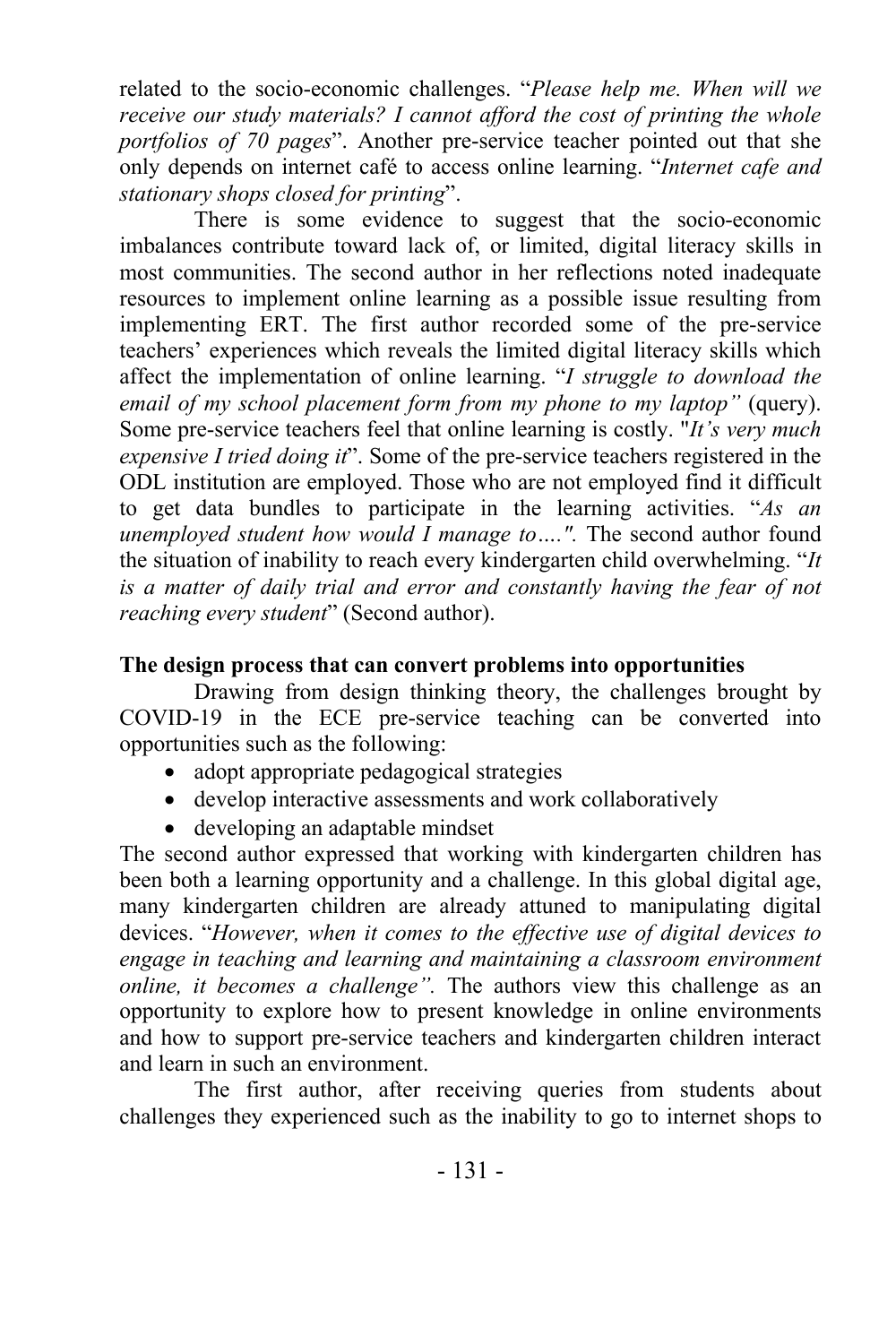related to the socio-economic challenges. "*Please help me. When will we receive our study materials? I cannot afford the cost of printing the whole portfolios of 70 pages*". Another pre-service teacher pointed out that she only depends on internet café to access online learning. "*Internet cafe and stationary shops closed for printing*".

There is some evidence to suggest that the socio-economic imbalances contribute toward lack of, or limited, digital literacy skills in most communities. The second author in her reflections noted inadequate resources to implement online learning as a possible issue resulting from implementing ERT. The first author recorded some of the pre-service teachers' experiences which reveals the limited digital literacy skills which affect the implementation of online learning. "*I struggle to download the email of my school placement form from my phone to my laptop"* (query). Some pre-service teachers feel that online learning is costly. "*It's very much expensive I tried doing it*". Some of the pre-service teachers registered in the ODL institution are employed. Those who are not employed find it difficult to get data bundles to participate in the learning activities. "*As an unemployed student how would I manage to…."*. The second author found the situation of inability to reach every kindergarten child overwhelming. "*It is a matter of daily trial and error and constantly having the fear of not reaching every student*" (Second author).

**The design process that can convert problems into opportunities**

Drawing from design thinking theory, the challenges brought by COVID-19 in the ECE pre-service teaching can be converted into opportunities such as the following:

- adopt appropriate pedagogical strategies
- develop interactive assessments and work collaboratively
- developing an adaptable mindset

The second author expressed that working with kindergarten children has been both a learning opportunity and a challenge. In this global digital age, many kindergarten children are already attuned to manipulating digital devices. "*However, when it comes to the effective use of digital devices to engage in teaching and learning and maintaining a classroom environment online, it becomes a challenge"*. The authors view this challenge as an opportunity to explore how to present knowledge in online environments and how to support pre-service teachers and kindergarten children interact and learn in such an environment.

The first author, after receiving queries from students about challenges they experienced such as the inability to go to internet shops to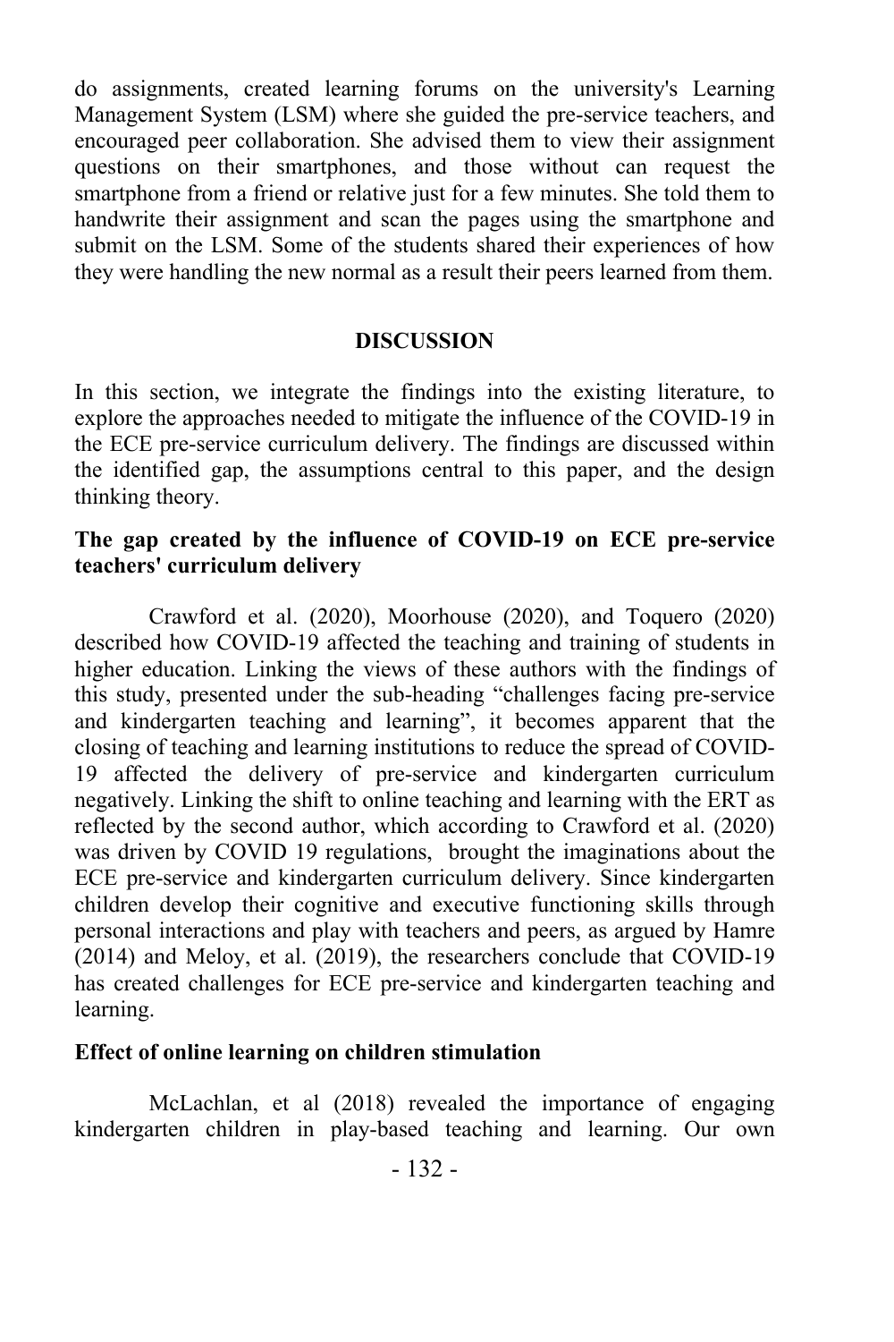do assignments, created learning forums on the university's Learning Management System (LSM) where she guided the pre-service teachers, and encouraged peer collaboration. She advised them to view their assignment questions on their smartphones, and those without can request the smartphone from a friend or relative just for a few minutes. She told them to handwrite their assignment and scan the pages using the smartphone and submit on the LSM. Some of the students shared their experiences of how they were handling the new normal as a result their peers learned from them.

## DISCUSSION

In this section, we integrate the findings into the existing literature, to explore the approaches needed to mitigate the influence of the COVID-19 in the ECE pre-service curriculum delivery. The findings are discussed within the identified gap, the assumptions central to this paper, and the design thinking theory.

### The gap created by the influence of COVID-19 on ECE pre-service teachers' curriculum delivery

Crawford et al. (2020), Moorhouse (2020), and Toquero (2020) described how COVID-19 affected the teaching and training of students in higher education. Linking the views of these authors with the findings of this study, presented under the sub-heading "challenges facing pre-service and kindergarten teaching and learning", it becomes apparent that the closing of teaching and learning institutions to reduce the spread of COVID-19 affected the delivery of pre-service and kindergarten curriculum negatively. Linking the shift to online teaching and learning with the ERT as reflected by the second author, which according to Crawford et al. (2020) was driven by COVID 19 regulations, brought the imaginations about the ECE pre-service and kindergarten curriculum delivery. Since kindergarten children develop their cognitive and executive functioning skills through personal interactions and play with teachers and peers, as argued by Hamre (2014) and Meloy, et al. (2019), the researchers conclude that COVID-19 has created challenges for ECE pre-service and kindergarten teaching and learning.

### Effect of online learning on children stimulation

McLachlan, et al (2018) revealed the importance of engaging kindergarten children in play-based teaching and learning. Our own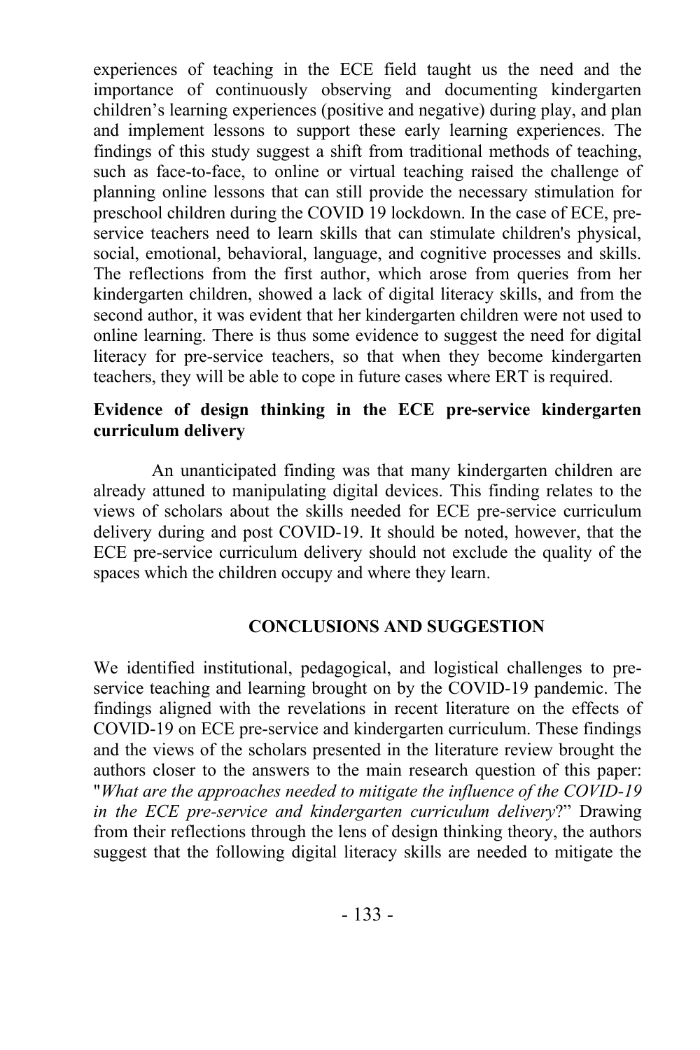experiences of teaching in the ECE field taught us the need and the importance of continuously observing and documenting kindergarten children's learning experiences (positive and negative) during play, and plan and implement lessons to support these early learning experiences. The findings of this study suggest a shift from traditional methods of teaching, such as face-to-face, to online or virtual teaching raised the challenge of planning online lessons that can still provide the necessary stimulation for preschool children during the COVID 19 lockdown. In the case of ECE, pre-service teachers need to learn skills that can stimulate children's physical, social, emotional, behavioral, language, and cognitive processes and skills. The reflections from the first author, which arose from queries from her kindergarten children, showed a lack of digital literacy skills, and from the second author, it was evident that her kindergarten children were not used to online learning. There is thus some evidence to suggest the need for digital literacy for pre-service teachers, so that when they become kindergarten teachers, they will be able to cope in future cases where ERT is required.

**Evidence of design thinking in the ECE pre-service kindergarten curriculum delivery**

An unanticipated finding was that many kindergarten children are already attuned to manipulating digital devices. This finding relates to the views of scholars about the skills needed for ECE pre-service curriculum delivery during and post COVID-19. It should be noted, however, that the ECE pre-service curriculum delivery should not exclude the quality of the spaces which the children occupy and where they learn.

## CONCLUSIONS AND SUGGESTION

We identified institutional, pedagogical, and logistical challenges to pre-service teaching and learning brought on by the COVID-19 pandemic. The findings aligned with the revelations in recent literature on the effects of COVID-19 on ECE pre-service and kindergarten curriculum. These findings and the views of the scholars presented in the literature review brought the authors closer to the answers to the main research question of this paper: "*What are the approaches needed to mitigate the influence of the COVID-19 in the ECE pre-service and kindergarten curriculum delivery*?" Drawing from their reflections through the lens of design thinking theory, the authors suggest that the following digital literacy skills are needed to mitigate the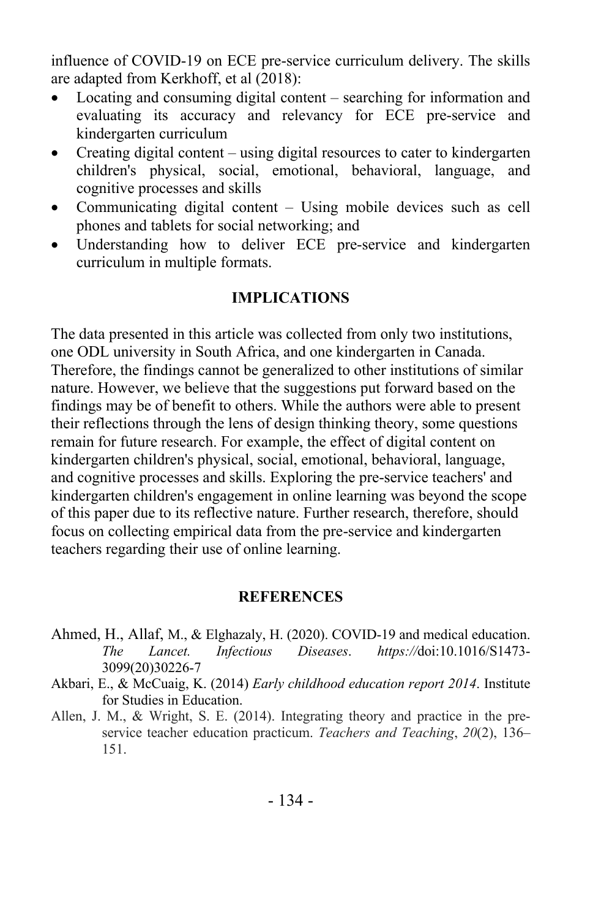influence of COVID-19 on ECE pre-service curriculum delivery. The skills are adapted from Kerkhoff, et al (2018):

- Locating and consuming digital content – searching for information and evaluating its accuracy and relevancy for ECE pre-service and kindergarten curriculum
- Creating digital content – using digital resources to cater to kindergarten children's physical, social, emotional, behavioral, language, and cognitive processes and skills
- Communicating digital content – Using mobile devices such as cell phones and tablets for social networking; and
- Understanding how to deliver ECE pre-service and kindergarten curriculum in multiple formats.

## IMPLICATIONS

The data presented in this article was collected from only two institutions, one ODL university in South Africa, and one kindergarten in Canada. Therefore, the findings cannot be generalized to other institutions of similar nature. However, we believe that the suggestions put forward based on the findings may be of benefit to others. While the authors were able to present their reflections through the lens of design thinking theory, some questions remain for future research. For example, the effect of digital content on kindergarten children's physical, social, emotional, behavioral, language, and cognitive processes and skills. Exploring the pre-service teachers' and kindergarten children's engagement in online learning was beyond the scope of this paper due to its reflective nature. Further research, therefore, should focus on collecting empirical data from the pre-service and kindergarten teachers regarding their use of online learning.

## REFERENCES

Ahmed, H., Allaf, M., & Elghazaly, H. (2020). COVID-19 and medical education. *The Lancet. Infectious Diseases*. *https://*doi:10.1016/S1473-3099(20)30226-7

Akbari, E., & McCuaig, K. (2014) *Early childhood education report 2014*. Institute for Studies in Education.

Allen, J. M., & Wright, S. E. (2014). Integrating theory and practice in the pre-service teacher education practicum. *Teachers and Teaching*, *20*(2), 136–151.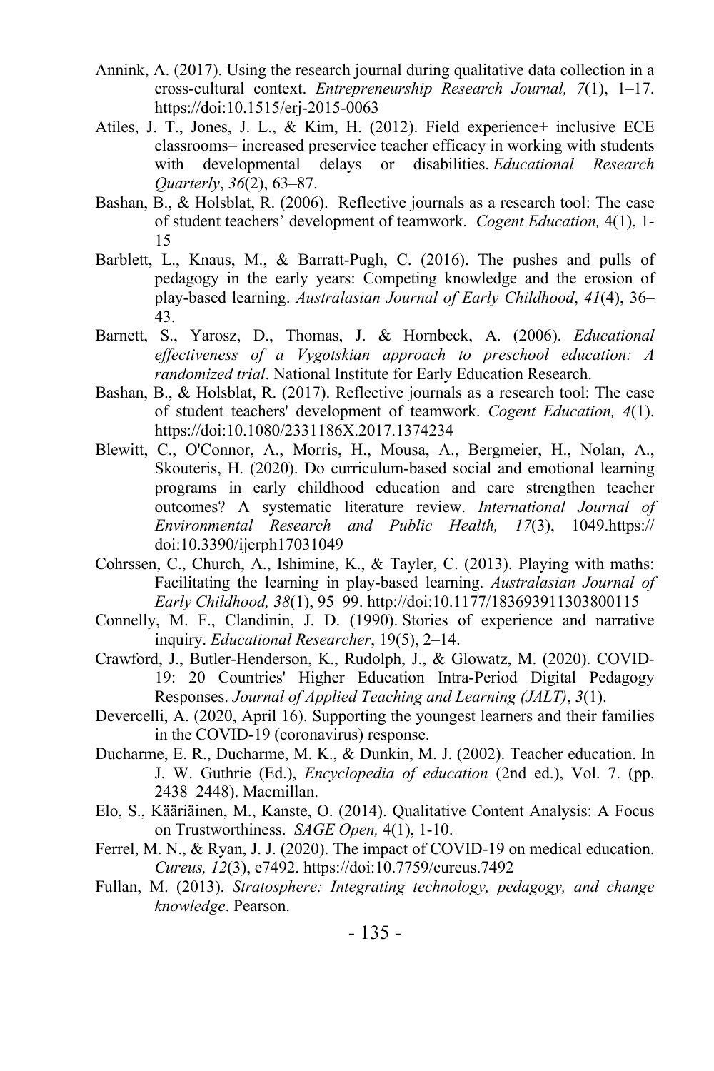Annink, A. (2017). Using the research journal during qualitative data collection in a cross-cultural context. *Entrepreneurship Research Journal, 7*(1), 1–17. https://doi:10.1515/erj-2015-0063

Atiles, J. T., Jones, J. L., & Kim, H. (2012). Field experience+ inclusive ECE classrooms= increased preservice teacher efficacy in working with students with developmental delays or disabilities. *Educational Research Quarterly*, *36*(2), 63–87.

Bashan, B., & Holsblat, R. (2006). Reflective journals as a research tool: The case of student teachers' development of teamwork. *Cogent Education,* 4(1), 1-15

Barblett, L., Knaus, M., & Barratt-Pugh, C. (2016). The pushes and pulls of pedagogy in the early years: Competing knowledge and the erosion of play-based learning. *Australasian Journal of Early Childhood*, *41*(4), 36–43.

Barnett, S., Yarosz, D., Thomas, J. & Hornbeck, A. (2006). *Educational effectiveness of a Vygotskian approach to preschool education: A randomized trial*. National Institute for Early Education Research.

Bashan, B., & Holsblat, R. (2017). Reflective journals as a research tool: The case of student teachers' development of teamwork. *Cogent Education, 4*(1). https://doi:10.1080/2331186X.2017.1374234

Blewitt, C., O'Connor, A., Morris, H., Mousa, A., Bergmeier, H., Nolan, A., Skouteris, H. (2020). Do curriculum-based social and emotional learning programs in early childhood education and care strengthen teacher outcomes? A systematic literature review. *International Journal of Environmental Research and Public Health, 17*(3), 1049.https:// doi:10.3390/ijerph17031049

Cohrssen, C., Church, A., Ishimine, K., & Tayler, C. (2013). Playing with maths: Facilitating the learning in play-based learning. *Australasian Journal of Early Childhood, 38*(1), 95–99. http://doi:10.1177/183693911303800115

Connelly, M. F., Clandinin, J. D. (1990). Stories of experience and narrative inquiry. *Educational Researcher*, 19(5), 2–14.

Crawford, J., Butler-Henderson, K., Rudolph, J., & Glowatz, M. (2020). COVID-19: 20 Countries' Higher Education Intra-Period Digital Pedagogy Responses. *Journal of Applied Teaching and Learning (JALT)*, *3*(1).

Devercelli, A. (2020, April 16). Supporting the youngest learners and their families in the COVID-19 (coronavirus) response.

Ducharme, E. R., Ducharme, M. K., & Dunkin, M. J. (2002). Teacher education. In J. W. Guthrie (Ed.), *Encyclopedia of education* (2nd ed.), Vol. 7. (pp. 2438–2448). Macmillan.

Elo, S., Kääriäinen, M., Kanste, O. (2014). Qualitative Content Analysis: A Focus on Trustworthiness. *SAGE Open,* 4(1), 1-10.

Ferrel, M. N., & Ryan, J. J. (2020). The impact of COVID-19 on medical education. *Cureus, 12*(3), e7492. https://doi:10.7759/cureus.7492

Fullan, M. (2013). *Stratosphere: Integrating technology, pedagogy, and change knowledge*. Pearson.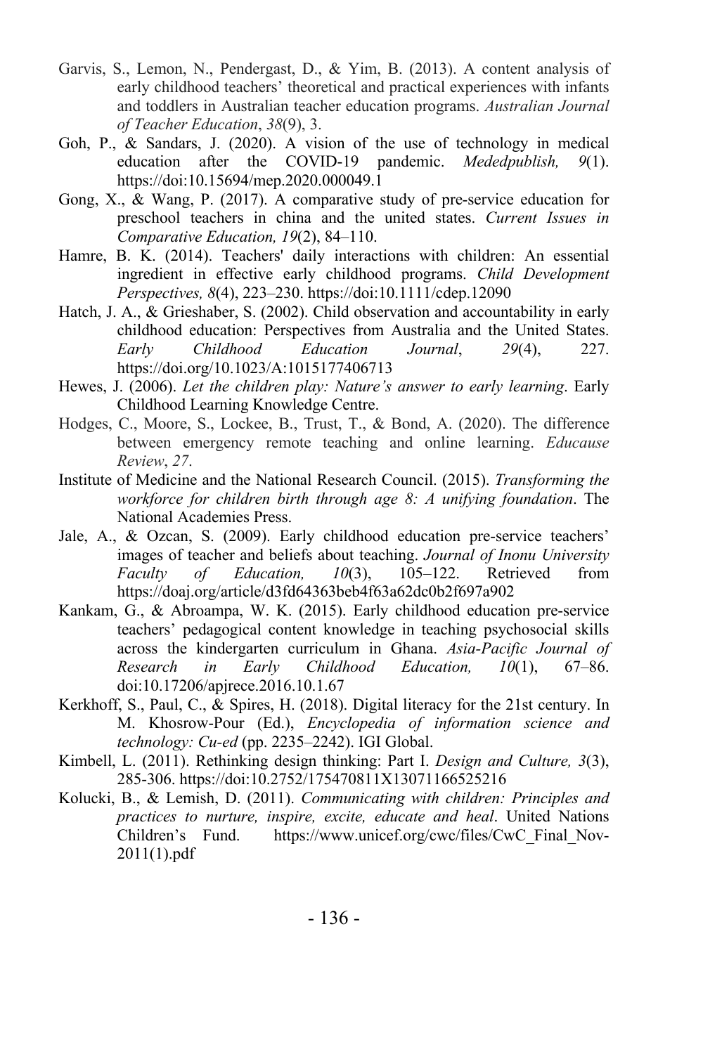Garvis, S., Lemon, N., Pendergast, D., & Yim, B. (2013). A content analysis of early childhood teachers' theoretical and practical experiences with infants and toddlers in Australian teacher education programs. *Australian Journal of Teacher Education*, *38*(9), 3.

Goh, P., & Sandars, J. (2020). A vision of the use of technology in medical education after the COVID-19 pandemic. *Mededpublish, 9*(1). https://doi:10.15694/mep.2020.000049.1

Gong, X., & Wang, P. (2017). A comparative study of pre-service education for preschool teachers in china and the united states. *Current Issues in Comparative Education, 19*(2), 84–110.

Hamre, B. K. (2014). Teachers' daily interactions with children: An essential ingredient in effective early childhood programs. *Child Development Perspectives, 8*(4), 223–230. https://doi:10.1111/cdep.12090

Hatch, J. A., & Grieshaber, S. (2002). Child observation and accountability in early childhood education: Perspectives from Australia and the United States. *Early Childhood Education Journal*, *29*(4), 227. https://doi.org/10.1023/A:1015177406713

Hewes, J. (2006). *Let the children play: Nature's answer to early learning*. Early Childhood Learning Knowledge Centre.

Hodges, C., Moore, S., Lockee, B., Trust, T., & Bond, A. (2020). The difference between emergency remote teaching and online learning. *Educause Review*, *27*.

Institute of Medicine and the National Research Council. (2015). *Transforming the workforce for children birth through age 8: A unifying foundation*. The National Academies Press.

Jale, A., & Ozcan, S. (2009). Early childhood education pre-service teachers' images of teacher and beliefs about teaching. *Journal of Inonu University Faculty of Education, 10*(3), 105–122. Retrieved from https://doaj.org/article/d3fd64363beb4f63a62dc0b2f697a902

Kankam, G., & Abroampa, W. K. (2015). Early childhood education pre-service teachers' pedagogical content knowledge in teaching psychosocial skills across the kindergarten curriculum in Ghana. *Asia-Pacific Journal of Research in Early Childhood Education, 10*(1), 67–86. doi:10.17206/apjrece.2016.10.1.67

Kerkhoff, S., Paul, C., & Spires, H. (2018). Digital literacy for the 21st century. In M. Khosrow-Pour (Ed.), *Encyclopedia of information science and technology: Cu-ed* (pp. 2235–2242). IGI Global.

Kimbell, L. (2011). Rethinking design thinking: Part I. *Design and Culture, 3*(3), 285-306. https://doi:10.2752/175470811X13071166525216

Kolucki, B., & Lemish, D. (2011). *Communicating with children: Principles and practices to nurture, inspire, excite, educate and heal*. United Nations Children's Fund. https://www.unicef.org/cwc/files/CwC_Final_Nov-2011(1).pdf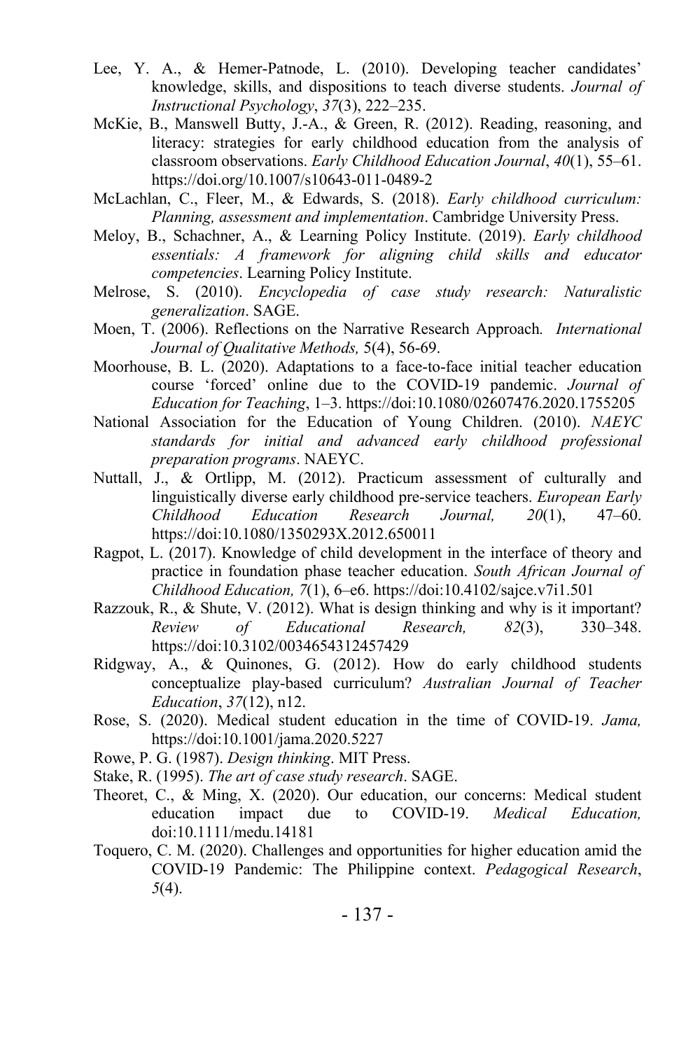Lee, Y. A., & Hemer-Patnode, L. (2010). Developing teacher candidates' knowledge, skills, and dispositions to teach diverse students. *Journal of Instructional Psychology*, *37*(3), 222–235.

McKie, B., Manswell Butty, J.-A., & Green, R. (2012). Reading, reasoning, and literacy: strategies for early childhood education from the analysis of classroom observations. *Early Childhood Education Journal*, *40*(1), 55–61. https://doi.org/10.1007/s10643-011-0489-2

McLachlan, C., Fleer, M., & Edwards, S. (2018). *Early childhood curriculum: Planning, assessment and implementation*. Cambridge University Press.

Meloy, B., Schachner, A., & Learning Policy Institute. (2019). *Early childhood essentials: A framework for aligning child skills and educator competencies*. Learning Policy Institute.

Melrose, S. (2010). *Encyclopedia of case study research: Naturalistic generalization*. SAGE.

Moen, T. (2006). Reflections on the Narrative Research Approach. *International Journal of Qualitative Methods,* 5(4), 56-69.

Moorhouse, B. L. (2020). Adaptations to a face-to-face initial teacher education course 'forced' online due to the COVID-19 pandemic. *Journal of Education for Teaching*, 1–3. https://doi:10.1080/02607476.2020.1755205

National Association for the Education of Young Children. (2010). *NAEYC standards for initial and advanced early childhood professional preparation programs*. NAEYC.

Nuttall, J., & Ortlipp, M. (2012). Practicum assessment of culturally and linguistically diverse early childhood pre-service teachers. *European Early Childhood Education Research Journal, 20*(1), 47–60. https://doi:10.1080/1350293X.2012.650011

Ragpot, L. (2017). Knowledge of child development in the interface of theory and practice in foundation phase teacher education. *South African Journal of Childhood Education, 7*(1), 6–e6. https://doi:10.4102/sajce.v7i1.501

Razzouk, R., & Shute, V. (2012). What is design thinking and why is it important? *Review of Educational Research, 82*(3), 330–348. https://doi:10.3102/0034654312457429

Ridgway, A., & Quinones, G. (2012). How do early childhood students conceptualize play-based curriculum? *Australian Journal of Teacher Education*, *37*(12), n12.

Rose, S. (2020). Medical student education in the time of COVID-19. *Jama,* https://doi:10.1001/jama.2020.5227

Rowe, P. G. (1987). *Design thinking*. MIT Press.

Stake, R. (1995). *The art of case study research*. SAGE.

Theoret, C., & Ming, X. (2020). Our education, our concerns: Medical student education impact due to COVID-19. *Medical Education,* doi:10.1111/medu.14181

Toquero, C. M. (2020). Challenges and opportunities for higher education amid the COVID-19 Pandemic: The Philippine context. *Pedagogical Research*, *5*(4).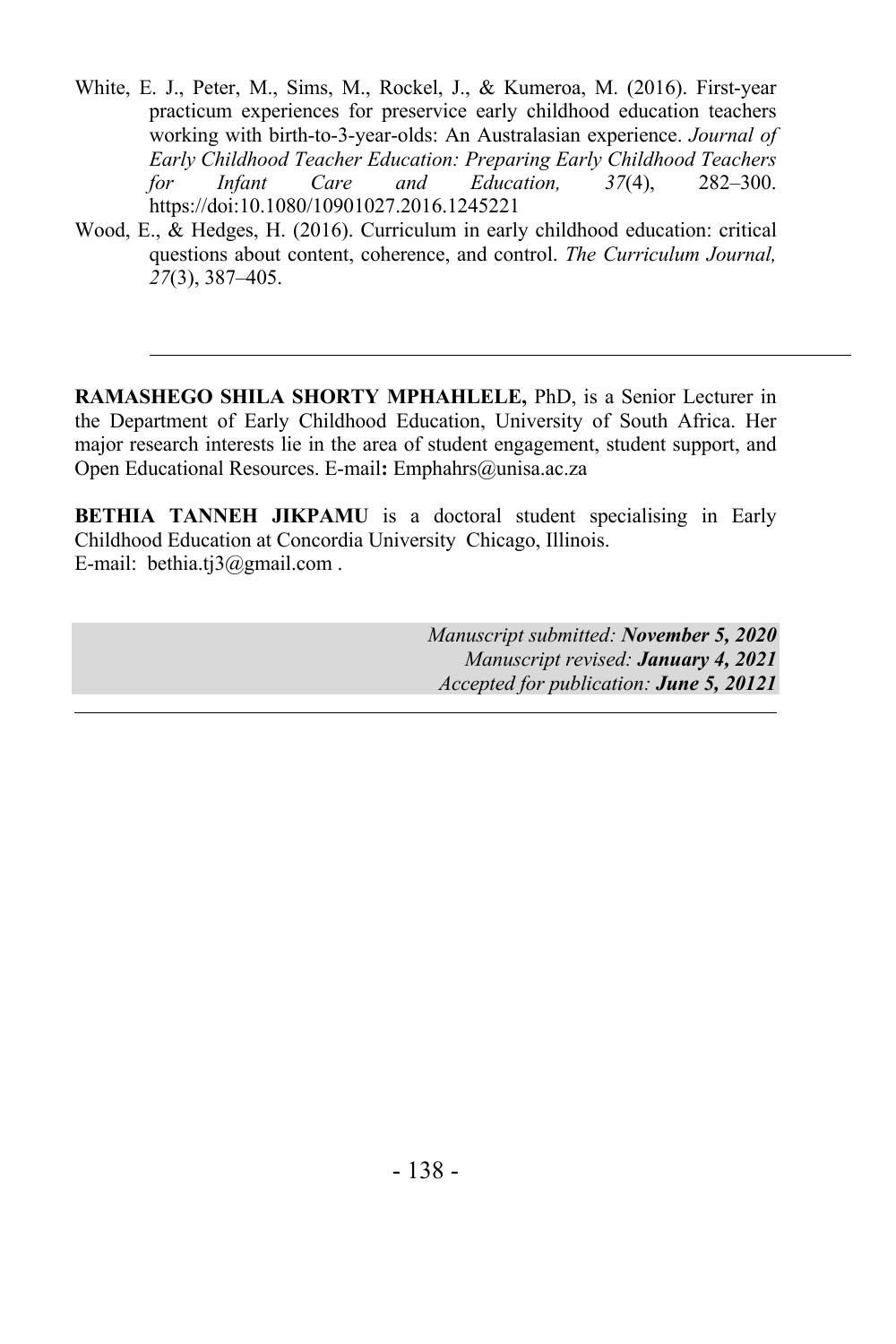White, E. J., Peter, M., Sims, M., Rockel, J., & Kumeroa, M. (2016). First-year practicum experiences for preservice early childhood education teachers working with birth-to-3-year-olds: An Australasian experience. *Journal of Early Childhood Teacher Education: Preparing Early Childhood Teachers for Infant Care and Education, 37*(4), 282–300. https://doi:10.1080/10901027.2016.1245221

Wood, E., & Hedges, H. (2016). Curriculum in early childhood education: critical questions about content, coherence, and control. *The Curriculum Journal, 27*(3), 387–405.

---

**RAMASHEGO SHILA SHORTY MPHAHLELE,** PhD, is a Senior Lecturer in the Department of Early Childhood Education, University of South Africa. Her major research interests lie in the area of student engagement, student support, and Open Educational Resources. E-mail**:** Emphahrs@unisa.ac.za

**BETHIA TANNEH JIKPAMU** is a doctoral student specialising in Early Childhood Education at Concordia University Chicago, Illinois.
E-mail: bethia.tj3@gmail.com .

*Manuscript submitted:* ***November 5, 2020***
*Manuscript revised:* ***January 4, 2021***
*Accepted for publication:* ***June 5, 20121***